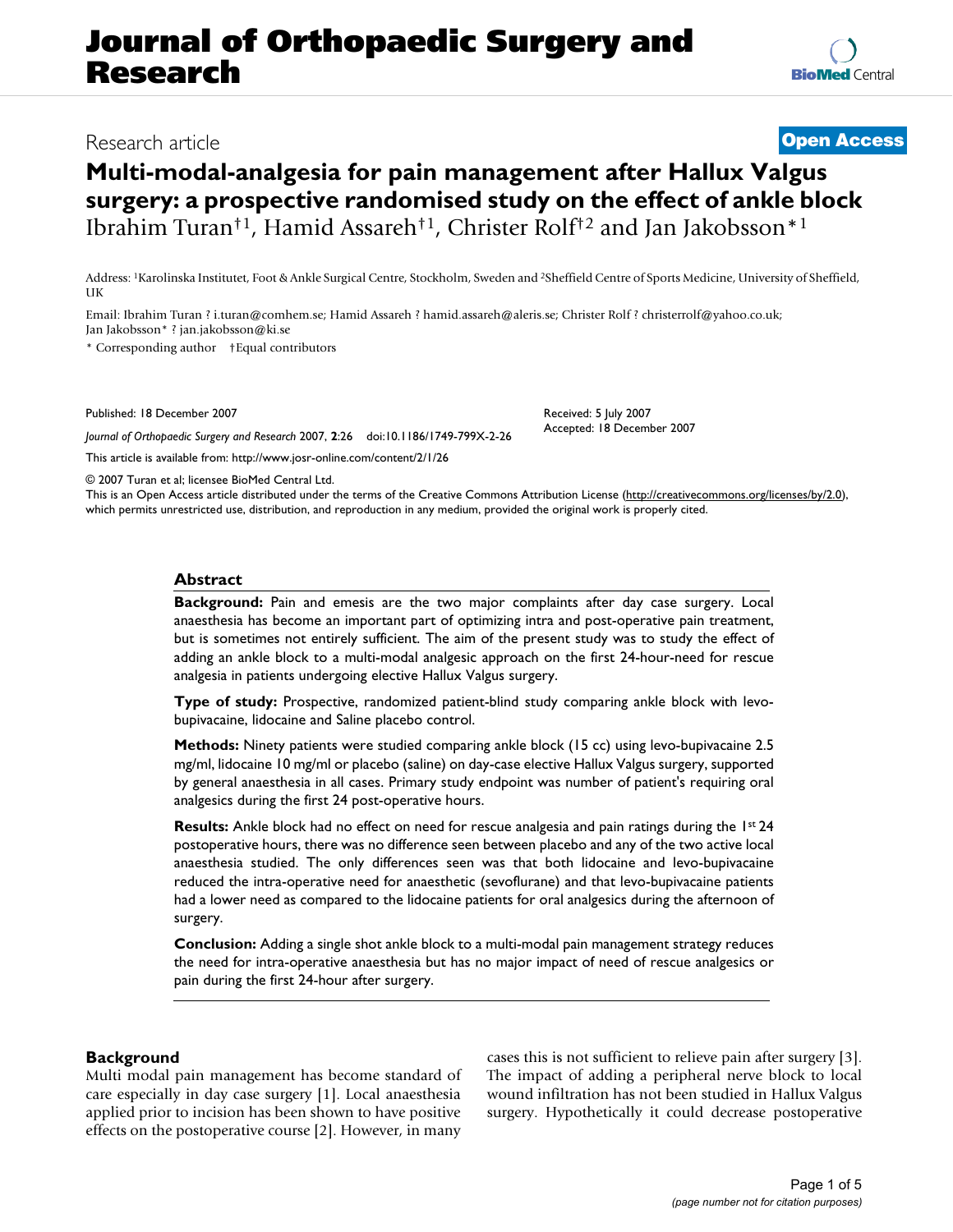# Journal of Orthopaedic Surgery and Research

Research article

**Open Access**

# Multi-modal-analgesia for pain management after Hallux Valgus surgery: a prospective randomised study on the effect of ankle block

Ibrahim Turan[†1], Hamid Assareh[†1], Christer Rolf[†2] and Jan Jakobsson*[1]

Address: [1]Karolinska Institutet, Foot & Ankle Surgical Centre, Stockholm, Sweden and [2]Sheffield Centre of Sports Medicine, University of Sheffield, UK

Email: Ibrahim Turan ? i.turan@comhem.se; Hamid Assareh ? hamid.assareh@aleris.se; Christer Rolf ? christerrolf@yahoo.co.uk; Jan Jakobsson* ? jan.jakobsson@ki.se

\* Corresponding author † Equal contributors

Published: 18 December 2007

*Journal of Orthopaedic Surgery and Research* 2007, **2**:26 doi:10.1186/1749-799X-2-26

Received: 5 July 2007
Accepted: 18 December 2007

This article is available from: http://www.josr-online.com/content/2/1/26

© 2007 Turan et al; licensee BioMed Central Ltd.
This is an Open Access article distributed under the terms of the Creative Commons Attribution License (http://creativecommons.org/licenses/by/2.0), which permits unrestricted use, distribution, and reproduction in any medium, provided the original work is properly cited.

## Abstract

**Background:** Pain and emesis are the two major complaints after day case surgery. Local anaesthesia has become an important part of optimizing intra and post-operative pain treatment, but is sometimes not entirely sufficient. The aim of the present study was to study the effect of adding an ankle block to a multi-modal analgesic approach on the first 24-hour-need for rescue analgesia in patients undergoing elective Hallux Valgus surgery.

**Type of study:** Prospective, randomized patient-blind study comparing ankle block with levo-bupivacaine, lidocaine and Saline placebo control.

**Methods:** Ninety patients were studied comparing ankle block (15 cc) using levo-bupivacaine 2.5 mg/ml, lidocaine 10 mg/ml or placebo (saline) on day-case elective Hallux Valgus surgery, supported by general anaesthesia in all cases. Primary study endpoint was number of patient's requiring oral analgesics during the first 24 post-operative hours.

**Results:** Ankle block had no effect on need for rescue analgesia and pain ratings during the 1st 24 postoperative hours, there was no difference seen between placebo and any of the two active local anaesthesia studied. The only differences seen was that both lidocaine and levo-bupivacaine reduced the intra-operative need for anaesthetic (sevoflurane) and that levo-bupivacaine patients had a lower need as compared to the lidocaine patients for oral analgesics during the afternoon of surgery.

**Conclusion:** Adding a single shot ankle block to a multi-modal pain management strategy reduces the need for intra-operative anaesthesia but has no major impact of need of rescue analgesics or pain during the first 24-hour after surgery.

## Background

Multi modal pain management has become standard of care especially in day case surgery [1]. Local anaesthesia applied prior to incision has been shown to have positive effects on the postoperative course [2]. However, in many cases this is not sufficient to relieve pain after surgery [3]. The impact of adding a peripheral nerve block to local wound infiltration has not been studied in Hallux Valgus surgery. Hypothetically it could decrease postoperative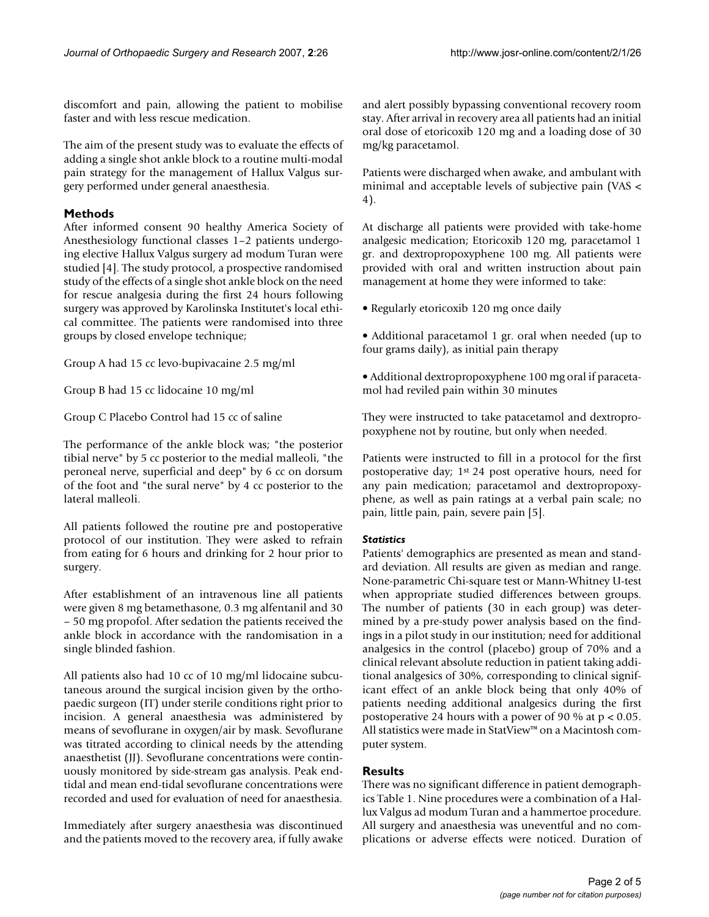discomfort and pain, allowing the patient to mobilise faster and with less rescue medication.

The aim of the present study was to evaluate the effects of adding a single shot ankle block to a routine multi-modal pain strategy for the management of Hallux Valgus surgery performed under general anaesthesia.

## Methods

After informed consent 90 healthy America Society of Anesthesiology functional classes 1–2 patients undergoing elective Hallux Valgus surgery ad modum Turan were studied [4]. The study protocol, a prospective randomised study of the effects of a single shot ankle block on the need for rescue analgesia during the first 24 hours following surgery was approved by Karolinska Institutet's local ethical committee. The patients were randomised into three groups by closed envelope technique;

Group A had 15 cc levo-bupivacaine 2.5 mg/ml

Group B had 15 cc lidocaine 10 mg/ml

Group C Placebo Control had 15 cc of saline

The performance of the ankle block was; "the posterior tibial nerve" by 5 cc posterior to the medial malleoli, "the peroneal nerve, superficial and deep" by 6 cc on dorsum of the foot and "the sural nerve" by 4 cc posterior to the lateral malleoli.

All patients followed the routine pre and postoperative protocol of our institution. They were asked to refrain from eating for 6 hours and drinking for 2 hour prior to surgery.

After establishment of an intravenous line all patients were given 8 mg betamethasone, 0.3 mg alfentanil and 30 – 50 mg propofol. After sedation the patients received the ankle block in accordance with the randomisation in a single blinded fashion.

All patients also had 10 cc of 10 mg/ml lidocaine subcutaneous around the surgical incision given by the orthopaedic surgeon (IT) under sterile conditions right prior to incision. A general anaesthesia was administered by means of sevoflurane in oxygen/air by mask. Sevoflurane was titrated according to clinical needs by the attending anaesthetist (JJ). Sevoflurane concentrations were continuously monitored by side-stream gas analysis. Peak end-tidal and mean end-tidal sevoflurane concentrations were recorded and used for evaluation of need for anaesthesia.

Immediately after surgery anaesthesia was discontinued and the patients moved to the recovery area, if fully awake and alert possibly bypassing conventional recovery room stay. After arrival in recovery area all patients had an initial oral dose of etoricoxib 120 mg and a loading dose of 30 mg/kg paracetamol.

Patients were discharged when awake, and ambulant with minimal and acceptable levels of subjective pain (VAS < 4).

At discharge all patients were provided with take-home analgesic medication; Etoricoxib 120 mg, paracetamol 1 gr. and dextropropoxyphene 100 mg. All patients were provided with oral and written instruction about pain management at home they were informed to take:

- Regularly etoricoxib 120 mg once daily
- Additional paracetamol 1 gr. oral when needed (up to four grams daily), as initial pain therapy
- Additional dextropropoxyphene 100 mg oral if paracetamol had reviled pain within 30 minutes

They were instructed to take patacetamol and dextropropoxyphene not by routine, but only when needed.

Patients were instructed to fill in a protocol for the first postoperative day; 1st 24 post operative hours, need for any pain medication; paracetamol and dextropropoxyphene, as well as pain ratings at a verbal pain scale; no pain, little pain, pain, severe pain [5].

### *Statistics*

Patients' demographics are presented as mean and standard deviation. All results are given as median and range. None-parametric Chi-square test or Mann-Whitney U-test when appropriate studied differences between groups. The number of patients (30 in each group) was determined by a pre-study power analysis based on the findings in a pilot study in our institution; need for additional analgesics in the control (placebo) group of 70% and a clinical relevant absolute reduction in patient taking additional analgesics of 30%, corresponding to clinical significant effect of an ankle block being that only 40% of patients needing additional analgesics during the first postoperative 24 hours with a power of 90 % at $p < 0.05$. All statistics were made in StatView™ on a Macintosh computer system.

## Results

There was no significant difference in patient demographics Table 1. Nine procedures were a combination of a Hallux Valgus ad modum Turan and a hammertoe procedure. All surgery and anaesthesia was uneventful and no complications or adverse effects were noticed. Duration of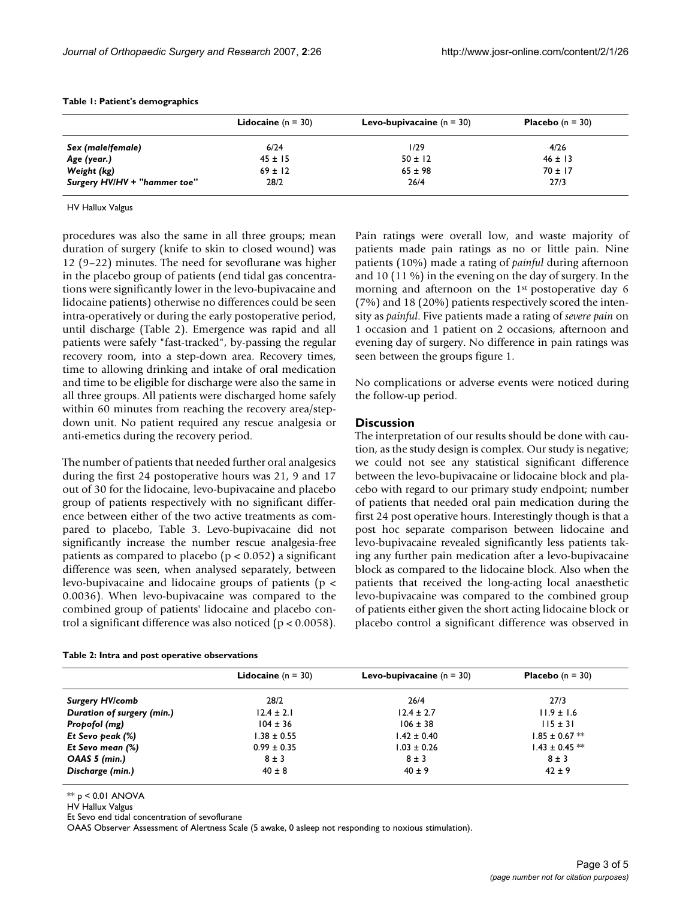**Table 1: Patient's demographics**

| | **Lidocaine** (n = 30) | **Levo-bupivacaine** (n = 30) | **Placebo** (n = 30) |
|---|---|---|---|
| *Sex (male/female)* | 6/24 | 1/29 | 4/26 |
| *Age (year.)* | 45 ± 15 | 50 ± 12 | 46 ± 13 |
| *Weight (kg)* | 69 ± 12 | 65 ± 98 | 70 ± 17 |
| *Surgery HV/HV + "hammer toe"* | 28/2 | 26/4 | 27/3 |

HV Hallux Valgus

procedures was also the same in all three groups; mean duration of surgery (knife to skin to closed wound) was 12 (9–22) minutes. The need for sevoflurane was higher in the placebo group of patients (end tidal gas concentrations were significantly lower in the levo-bupivacaine and lidocaine patients) otherwise no differences could be seen intra-operatively or during the early postoperative period, until discharge (Table 2). Emergence was rapid and all patients were safely "fast-tracked", by-passing the regular recovery room, into a step-down area. Recovery times, time to allowing drinking and intake of oral medication and time to be eligible for discharge were also the same in all three groups. All patients were discharged home safely within 60 minutes from reaching the recovery area/step-down unit. No patient required any rescue analgesia or anti-emetics during the recovery period.

The number of patients that needed further oral analgesics during the first 24 postoperative hours was 21, 9 and 17 out of 30 for the lidocaine, levo-bupivacaine and placebo group of patients respectively with no significant difference between either of the two active treatments as compared to placebo, Table 3. Levo-bupivacaine did not significantly increase the number rescue analgesia-free patients as compared to placebo ($p < 0.052$) a significant difference was seen, when analysed separately, between levo-bupivacaine and lidocaine groups of patients ($p < 0.0036$). When levo-bupivacaine was compared to the combined group of patients' lidocaine and placebo control a significant difference was also noticed ($p < 0.0058$).

Pain ratings were overall low, and waste majority of patients made pain ratings as no or little pain. Nine patients (10%) made a rating of *painful* during afternoon and 10 (11 %) in the evening on the day of surgery. In the morning and afternoon on the 1st postoperative day 6 (7%) and 18 (20%) patients respectively scored the intensity as *painful*. Five patients made a rating of *severe pain* on 1 occasion and 1 patient on 2 occasions, afternoon and evening day of surgery. No difference in pain ratings was seen between the groups figure 1.

No complications or adverse events were noticed during the follow-up period.

## Discussion

The interpretation of our results should be done with caution, as the study design is complex. Our study is negative; we could not see any statistical significant difference between the levo-bupivacaine or lidocaine block and placebo with regard to our primary study endpoint; number of patients that needed oral pain medication during the first 24 post operative hours. Interestingly though is that a post hoc separate comparison between lidocaine and levo-bupivacaine revealed significantly less patients taking any further pain medication after a levo-bupivacaine block as compared to the lidocaine block. Also when the patients that received the long-acting local anaesthetic levo-bupivacaine was compared to the combined group of patients either given the short acting lidocaine block or placebo control a significant difference was observed in

**Table 2: Intra and post operative observations**

| | **Lidocaine** (n = 30) | **Levo-bupivacaine** (n = 30) | **Placebo** (n = 30) |
|---|---|---|---|
| *Surgery HV/comb* | 28/2 | 26/4 | 27/3 |
| *Duration of surgery (min.)* | 12.4 ± 2.1 | 12.4 ± 2.7 | 11.9 ± 1.6 |
| *Propofol (mg)* | 104 ± 36 | 106 ± 38 | 115 ± 31 |
| *Et Sevo peak (%)* | 1.38 ± 0.55 | 1.42 ± 0.40 | 1.85 ± 0.67 ** |
| *Et Sevo mean (%)* | 0.99 ± 0.35 | 1.03 ± 0.26 | 1.43 ± 0.45 ** |
| *OAAS 5 (min.)* | 8 ± 3 | 8 ± 3 | 8 ± 3 |
| *Discharge (min.)* | 40 ± 8 | 40 ± 9 | 42 ± 9 |

** $p < 0.01$ ANOVA

HV Hallux Valgus

Et Sevo end tidal concentration of sevoflurane

OAAS Observer Assessment of Alertness Scale (5 awake, 0 asleep not responding to noxious stimulation).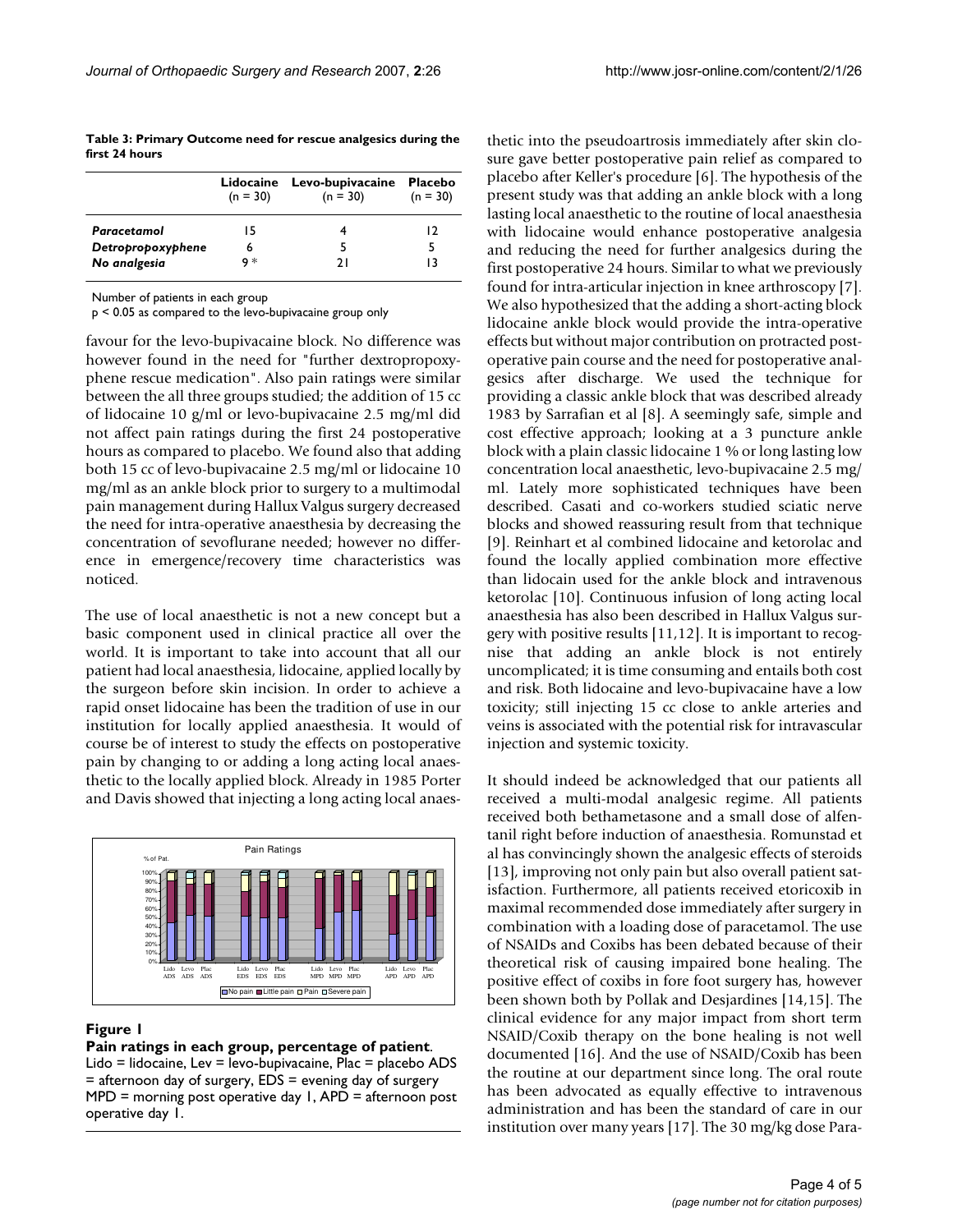**Table 3: Primary Outcome need for rescue analgesics during the first 24 hours**

| | Lidocaine (n = 30) | Levo-bupivacaine (n = 30) | Placebo (n = 30) |
|---|---|---|---|
| ***Paracetamol*** | 15 | 4 | 12 |
| ***Detropropoxyphene*** | 6 | 5 | 5 |
| ***No analgesia*** | 9 * | 21 | 13 |

Number of patients in each group

p < 0.05 as compared to the levo-bupivacaine group only

favour for the levo-bupivacaine block. No difference was however found in the need for "further dextropropoxyphene rescue medication". Also pain ratings were similar between the all three groups studied; the addition of 15 cc of lidocaine 10 g/ml or levo-bupivacaine 2.5 mg/ml did not affect pain ratings during the first 24 postoperative hours as compared to placebo. We found also that adding both 15 cc of levo-bupivacaine 2.5 mg/ml or lidocaine 10 mg/ml as an ankle block prior to surgery to a multimodal pain management during Hallux Valgus surgery decreased the need for intra-operative anaesthesia by decreasing the concentration of sevoflurane needed; however no difference in emergence/recovery time characteristics was noticed.

The use of local anaesthetic is not a new concept but a basic component used in clinical practice all over the world. It is important to take into account that all our patient had local anaesthesia, lidocaine, applied locally by the surgeon before skin incision. In order to achieve a rapid onset lidocaine has been the tradition of use in our institution for locally applied anaesthesia. It would of course be of interest to study the effects on postoperative pain by changing to or adding a long acting local anaesthetic to the locally applied block. Already in 1985 Porter and Davis showed that injecting a long acting local anaesthetic into the pseudoartrosis immediately after skin closure gave better postoperative pain relief as compared to placebo after Keller's procedure [6]. The hypothesis of the present study was that adding an ankle block with a long lasting local anaesthetic to the routine of local anaesthesia with lidocaine would enhance postoperative analgesia and reducing the need for further analgesics during the first postoperative 24 hours. Similar to what we previously found for intra-articular injection in knee arthroscopy [7]. We also hypothesized that the adding a short-acting block lidocaine ankle block would provide the intra-operative effects but without major contribution on protracted postoperative pain course and the need for postoperative analgesics after discharge. We used the technique for providing a classic ankle block that was described already 1983 by Sarrafian et al [8]. A seemingly safe, simple and cost effective approach; looking at a 3 puncture ankle block with a plain classic lidocaine 1 % or long lasting low concentration local anaesthetic, levo-bupivacaine 2.5 mg/ml. Lately more sophisticated techniques have been described. Casati and co-workers studied sciatic nerve blocks and showed reassuring result from that technique [9]. Reinhart et al combined lidocaine and ketorolac and found the locally applied combination more effective than lidocain used for the ankle block and intravenous ketorolac [10]. Continuous infusion of long acting local anaesthesia has also been described in Hallux Valgus surgery with positive results [11,12]. It is important to recognise that adding an ankle block is not entirely uncomplicated; it is time consuming and entails both cost and risk. Both lidocaine and levo-bupivacaine have a low toxicity; still injecting 15 cc close to ankle arteries and veins is associated with the potential risk for intravascular injection and systemic toxicity.

**Figure 1**

**Pain ratings in each group, percentage of patient**. Lido = lidocaine, Lev = levo-bupivacaine, Plac = placebo ADS = afternoon day of surgery, EDS = evening day of surgery MPD = morning post operative day 1, APD = afternoon post operative day 1.

It should indeed be acknowledged that our patients all received a multi-modal analgesic regime. All patients received both bethametasone and a small dose of alfentanil right before induction of anaesthesia. Romunstad et al has convincingly shown the analgesic effects of steroids [13], improving not only pain but also overall patient satisfaction. Furthermore, all patients received etoricoxib in maximal recommended dose immediately after surgery in combination with a loading dose of paracetamol. The use of NSAIDs and Coxibs has been debated because of their theoretical risk of causing impaired bone healing. The positive effect of coxibs in fore foot surgery has, however been shown both by Pollak and Desjardines [14,15]. The clinical evidence for any major impact from short term NSAID/Coxib therapy on the bone healing is not well documented [16]. And the use of NSAID/Coxib has been the routine at our department since long. The oral route has been advocated as equally effective to intravenous administration and has been the standard of care in our institution over many years [17]. The 30 mg/kg dose Para-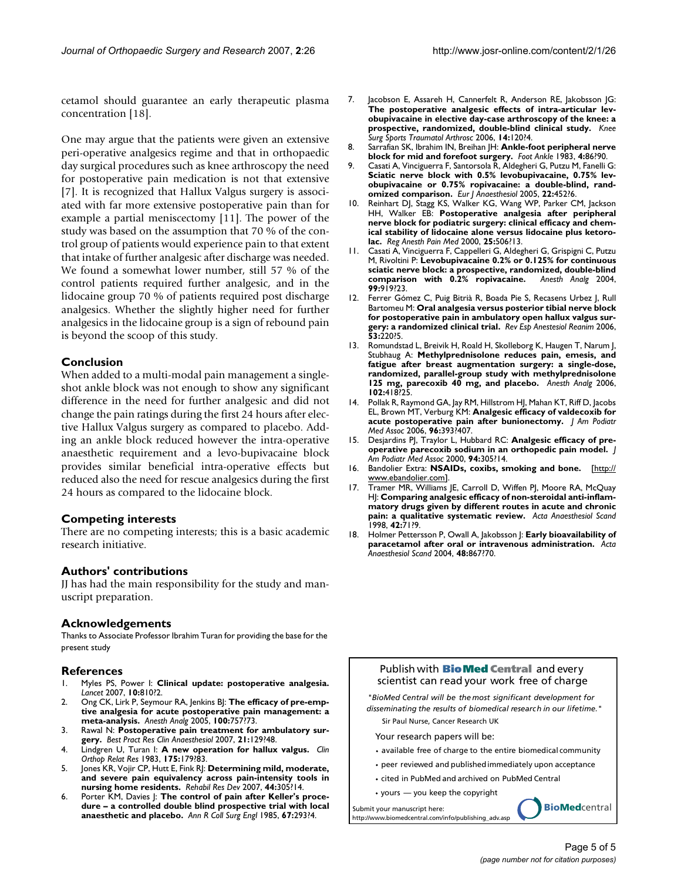cetamol should guarantee an early therapeutic plasma concentration [18].

One may argue that the patients were given an extensive peri-operative analgesics regime and that in orthopaedic day surgical procedures such as knee arthroscopy the need for postoperative pain medication is not that extensive [7]. It is recognized that Hallux Valgus surgery is associated with far more extensive postoperative pain than for example a partial meniscectomy [11]. The power of the study was based on the assumption that 70 % of the control group of patients would experience pain to that extent that intake of further analgesic after discharge was needed. We found a somewhat lower number, still 57 % of the control patients required further analgesic, and in the lidocaine group 70 % of patients required post discharge analgesics. Whether the slightly higher need for further analgesics in the lidocaine group is a sign of rebound pain is beyond the scoop of this study.

## Conclusion

When added to a multi-modal pain management a single-shot ankle block was not enough to show any significant difference in the need for further analgesic and did not change the pain ratings during the first 24 hours after elective Hallux Valgus surgery as compared to placebo. Adding an ankle block reduced however the intra-operative anaesthetic requirement and a levo-bupivacaine block provides similar beneficial intra-operative effects but reduced also the need for rescue analgesics during the first 24 hours as compared to the lidocaine block.

## Competing interests

There are no competing interests; this is a basic academic research initiative.

## Authors' contributions

JJ has had the main responsibility for the study and manuscript preparation.

## Acknowledgements

Thanks to Associate Professor Ibrahim Turan for providing the base for the present study

## References

1. Myles PS, Power I: **Clinical update: postoperative analgesia.** *Lancet* 2007, **10:**810?2.
2. Ong CK, Lirk P, Seymour RA, Jenkins BJ: **The efficacy of pre-emptive analgesia for acute postoperative pain management: a meta-analysis.** *Anesth Analg* 2005, **100:**757?73.
3. Rawal N: **Postoperative pain treatment for ambulatory surgery.** *Best Pract Res Clin Anaesthesiol* 2007, **21:**129?48.
4. Lindgren U, Turan I: **A new operation for hallux valgus.** *Clin Orthop Relat Res* 1983, **175:**179?83.
5. Jones KR, Vojir CP, Hutt E, Fink RJ: **Determining mild, moderate, and severe pain equivalency across pain-intensity tools in nursing home residents.** *Rehabil Res Dev* 2007, **44:**305?14.
6. Porter KM, Davies J: **The control of pain after Keller's procedure – a controlled double blind prospective trial with local anaesthetic and placebo.** *Ann R Coll Surg Engl* 1985, **67:**293?4.
7. Jacobson E, Assareh H, Cannerfelt R, Anderson RE, Jakobsson JG: **The postoperative analgesic effects of intra-articular levobupivacaine in elective day-case arthroscopy of the knee: a prospective, randomized, double-blind clinical study.** *Knee Surg Sports Traumatol Arthrosc* 2006, **14:**120?4.
8. Sarrafian SK, Ibrahim IN, Breihan JH: **Ankle-foot peripheral nerve block for mid and forefoot surgery.** *Foot Ankle* 1983, **4:**86?90.
9. Casati A, Vinciguerra F, Santorsola R, Aldegheri G, Putzu M, Fanelli G: **Sciatic nerve block with 0.5% levobupivacaine, 0.75% levobupivacaine or 0.75% ropivacaine: a double-blind, randomized comparison.** *Eur J Anaesthesiol* 2005, **22:**452?6.
10. Reinhart DJ, Stagg KS, Walker KG, Wang WP, Parker CM, Jackson HH, Walker EB: **Postoperative analgesia after peripheral nerve block for podiatric surgery: clinical efficacy and chemical stability of lidocaine alone versus lidocaine plus ketorolac.** *Reg Anesth Pain Med* 2000, **25:**506?13.
11. Casati A, Vinciguerra F, Cappelleri G, Aldegheri G, Grispigni C, Putzu M, Rivoltini P: **Levobupivacaine 0.2% or 0.125% for continuous sciatic nerve block: a prospective, randomized, double-blind comparison with 0.2% ropivacaine.** *Anesth Analg* 2004, **99:**919?23.
12. Ferrer Gómez C, Puig Bitrià R, Boada Pie S, Recasens Urbez J, Rull Bartomeu M: **Oral analgesia versus posterior tibial nerve block for postoperative pain in ambulatory open hallux valgus surgery: a randomized clinical trial.** *Rev Esp Anestesiol Reanim* 2006, **53:**220?5.
13. Romundstad L, Breivik H, Roald H, Skolleborg K, Haugen T, Narum J, Stubhaug A: **Methylprednisolone reduces pain, emesis, and fatigue after breast augmentation surgery: a single-dose, randomized, parallel-group study with methylprednisolone 125 mg, parecoxib 40 mg, and placebo.** *Anesth Analg* 2006, **102:**418?25.
14. Pollak R, Raymond GA, Jay RM, Hillstrom HJ, Mahan KT, Riff D, Jacobs EL, Brown MT, Verburg KM: **Analgesic efficacy of valdecoxib for acute postoperative pain after bunionectomy.** *J Am Podiatr Med Assoc* 2006, **96:**393?407.
15. Desjardins PJ, Traylor L, Hubbard RC: **Analgesic efficacy of preoperative parecoxib sodium in an orthopedic pain model.** *J Am Podiatr Med Assoc* 2000, **94:**305?14.
16. Bandolier Extra: **NSAIDs, coxibs, smoking and bone.** [http://www.ebandolier.com].
17. Tramer MR, Williams JE, Carroll D, Wiffen PJ, Moore RA, McQuay HJ: **Comparing analgesic efficacy of non-steroidal anti-inflammatory drugs given by different routes in acute and chronic pain: a qualitative systematic review.** *Acta Anaesthesiol Scand* 1998, **42:**71?9.
18. Holmer Pettersson P, Owall A, Jakobsson J: **Early bioavailability of paracetamol after oral or intravenous administration.** *Acta Anaesthesiol Scand* 2004, **48:**867?70.

Publish with **BioMed Central** and every scientist can read your work free of charge

*"BioMed Central will be the most significant development for disseminating the results of biomedical research in our lifetime."*
Sir Paul Nurse, Cancer Research UK

Your research papers will be:

- available free of charge to the entire biomedical community
- peer reviewed and published immediately upon acceptance
- cited in PubMed and archived on PubMed Central
- yours — you keep the copyright

Submit your manuscript here:
http://www.biomedcentral.com/info/publishing_adv.asp

BioMedcentral